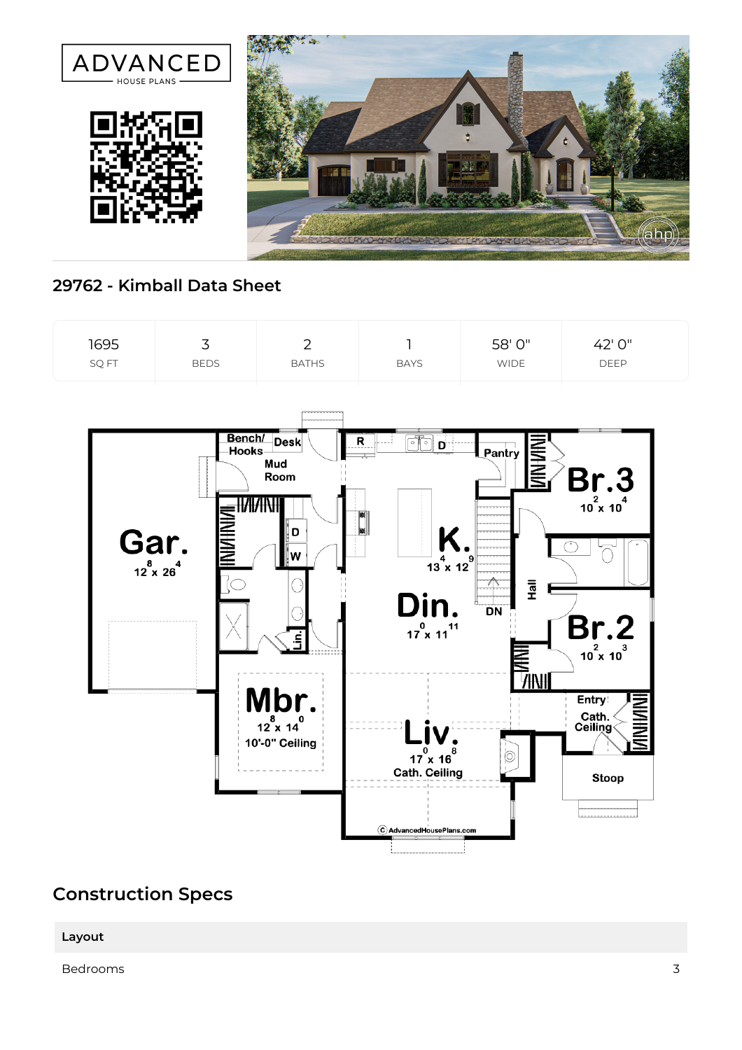ADVANCED HOUSE PLANS

## 29762 - Kimball Data Sheet

| 1695 | 3 | 2 | 1 | 58' 0" | 42' 0" |
|---|---|---|---|---|---|
| SQ FT | BEDS | BATHS | BAYS | WIDE | DEEP |

## Construction Specs

| Layout | |
|---|---|
| Bedrooms | 3 |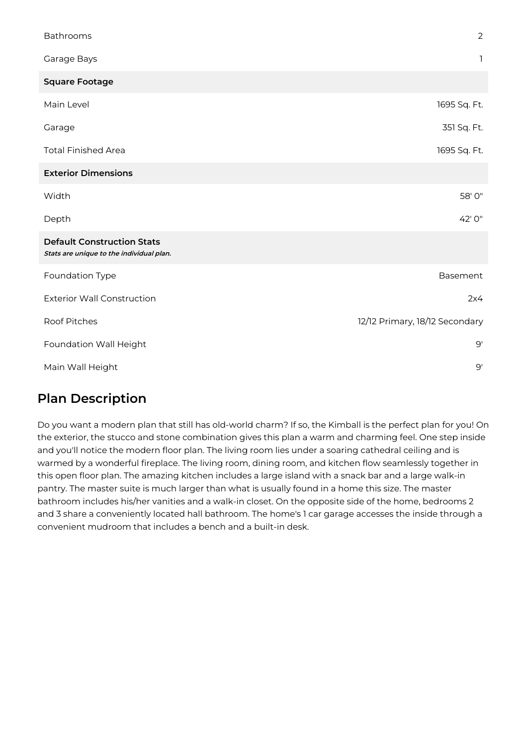| | |
|---|---|
| Bathrooms | 2 |
| Garage Bays | 1 |
| **Square Footage** | |
| Main Level | 1695 Sq. Ft. |
| Garage | 351 Sq. Ft. |
| Total Finished Area | 1695 Sq. Ft. |
| **Exterior Dimensions** | |
| Width | 58' 0" |
| Depth | 42' 0" |
| **Default Construction Stats** *Stats are unique to the individual plan.* | |
| Foundation Type | Basement |
| Exterior Wall Construction | 2x4 |
| Roof Pitches | 12/12 Primary, 18/12 Secondary |
| Foundation Wall Height | 9' |
| Main Wall Height | 9' |

## Plan Description

Do you want a modern plan that still has old-world charm? If so, the Kimball is the perfect plan for you! On the exterior, the stucco and stone combination gives this plan a warm and charming feel. One step inside and you'll notice the modern floor plan. The living room lies under a soaring cathedral ceiling and is warmed by a wonderful fireplace. The living room, dining room, and kitchen flow seamlessly together in this open floor plan. The amazing kitchen includes a large island with a snack bar and a large walk-in pantry. The master suite is much larger than what is usually found in a home this size. The master bathroom includes his/her vanities and a walk-in closet. On the opposite side of the home, bedrooms 2 and 3 share a conveniently located hall bathroom. The home's 1 car garage accesses the inside through a convenient mudroom that includes a bench and a built-in desk.